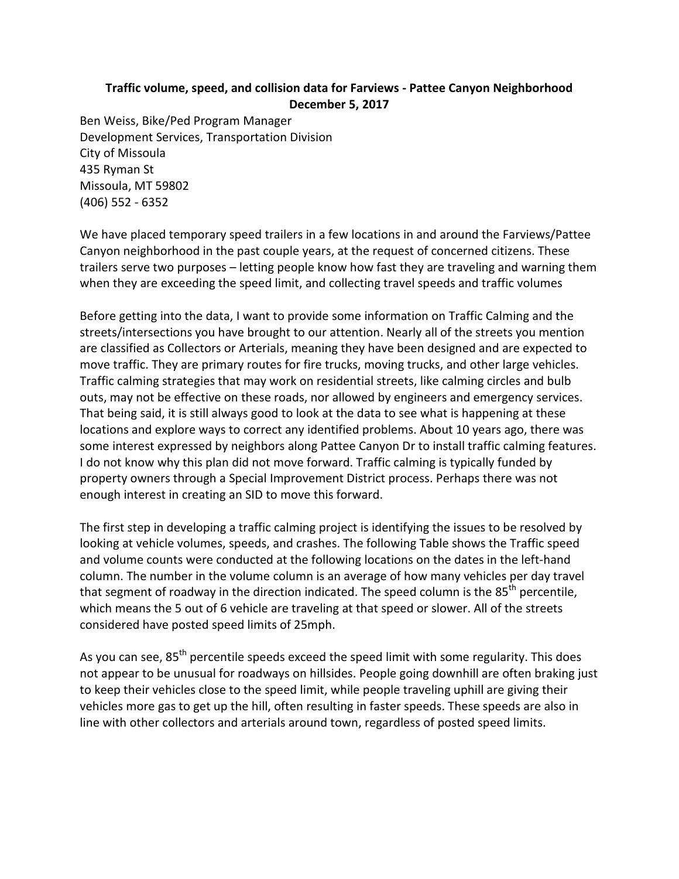**Traffic volume, speed, and collision data for Farviews - Pattee Canyon Neighborhood**
**December 5, 2017**

Ben Weiss, Bike/Ped Program Manager
Development Services, Transportation Division
City of Missoula
435 Ryman St
Missoula, MT 59802
(406) 552 - 6352

We have placed temporary speed trailers in a few locations in and around the Farviews/Pattee Canyon neighborhood in the past couple years, at the request of concerned citizens. These trailers serve two purposes – letting people know how fast they are traveling and warning them when they are exceeding the speed limit, and collecting travel speeds and traffic volumes

Before getting into the data, I want to provide some information on Traffic Calming and the streets/intersections you have brought to our attention. Nearly all of the streets you mention are classified as Collectors or Arterials, meaning they have been designed and are expected to move traffic. They are primary routes for fire trucks, moving trucks, and other large vehicles. Traffic calming strategies that may work on residential streets, like calming circles and bulb outs, may not be effective on these roads, nor allowed by engineers and emergency services. That being said, it is still always good to look at the data to see what is happening at these locations and explore ways to correct any identified problems. About 10 years ago, there was some interest expressed by neighbors along Pattee Canyon Dr to install traffic calming features. I do not know why this plan did not move forward. Traffic calming is typically funded by property owners through a Special Improvement District process. Perhaps there was not enough interest in creating an SID to move this forward.

The first step in developing a traffic calming project is identifying the issues to be resolved by looking at vehicle volumes, speeds, and crashes. The following Table shows the Traffic speed and volume counts were conducted at the following locations on the dates in the left-hand column. The number in the volume column is an average of how many vehicles per day travel that segment of roadway in the direction indicated. The speed column is the 85th percentile, which means the 5 out of 6 vehicle are traveling at that speed or slower. All of the streets considered have posted speed limits of 25mph.

As you can see, 85th percentile speeds exceed the speed limit with some regularity. This does not appear to be unusual for roadways on hillsides. People going downhill are often braking just to keep their vehicles close to the speed limit, while people traveling uphill are giving their vehicles more gas to get up the hill, often resulting in faster speeds. These speeds are also in line with other collectors and arterials around town, regardless of posted speed limits.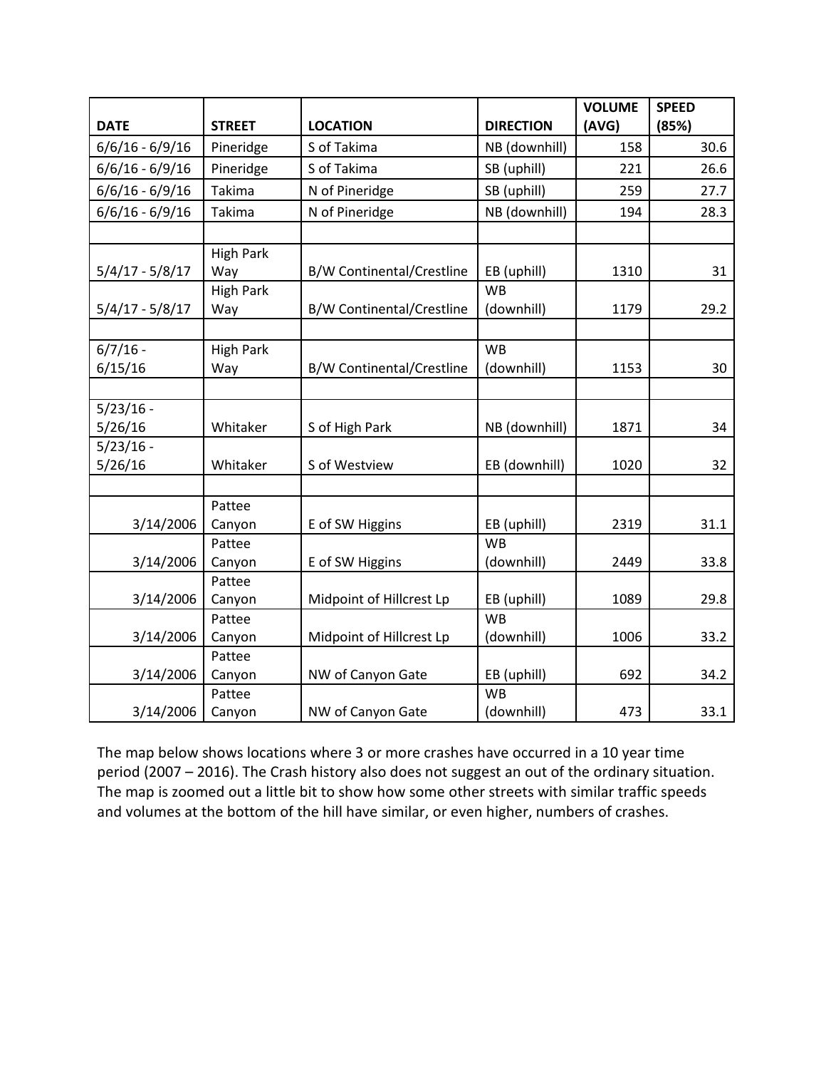| DATE | STREET | LOCATION | DIRECTION | VOLUME (AVG) | SPEED (85%) |
|---|---|---|---|---|---|
| 6/6/16 - 6/9/16 | Pineridge | S of Takima | NB (downhill) | 158 | 30.6 |
| 6/6/16 - 6/9/16 | Pineridge | S of Takima | SB (uphill) | 221 | 26.6 |
| 6/6/16 - 6/9/16 | Takima | N of Pineridge | SB (uphill) | 259 | 27.7 |
| 6/6/16 - 6/9/16 | Takima | N of Pineridge | NB (downhill) | 194 | 28.3 |
| | | | | | |
| 5/4/17 - 5/8/17 | High Park Way | B/W Continental/Crestline | EB (uphill) | 1310 | 31 |
| 5/4/17 - 5/8/17 | High Park Way | B/W Continental/Crestline | WB (downhill) | 1179 | 29.2 |
| | | | | | |
| 6/7/16 - 6/15/16 | High Park Way | B/W Continental/Crestline | WB (downhill) | 1153 | 30 |
| | | | | | |
| 5/23/16 - 5/26/16 | Whitaker | S of High Park | NB (downhill) | 1871 | 34 |
| 5/23/16 - 5/26/16 | Whitaker | S of Westview | EB (downhill) | 1020 | 32 |
| | | | | | |
| 3/14/2006 | Pattee Canyon | E of SW Higgins | EB (uphill) | 2319 | 31.1 |
| 3/14/2006 | Pattee Canyon | E of SW Higgins | WB (downhill) | 2449 | 33.8 |
| 3/14/2006 | Pattee Canyon | Midpoint of Hillcrest Lp | EB (uphill) | 1089 | 29.8 |
| 3/14/2006 | Pattee Canyon | Midpoint of Hillcrest Lp | WB (downhill) | 1006 | 33.2 |
| 3/14/2006 | Pattee Canyon | NW of Canyon Gate | EB (uphill) | 692 | 34.2 |
| 3/14/2006 | Pattee Canyon | NW of Canyon Gate | WB (downhill) | 473 | 33.1 |

The map below shows locations where 3 or more crashes have occurred in a 10 year time period (2007 – 2016). The Crash history also does not suggest an out of the ordinary situation. The map is zoomed out a little bit to show how some other streets with similar traffic speeds and volumes at the bottom of the hill have similar, or even higher, numbers of crashes.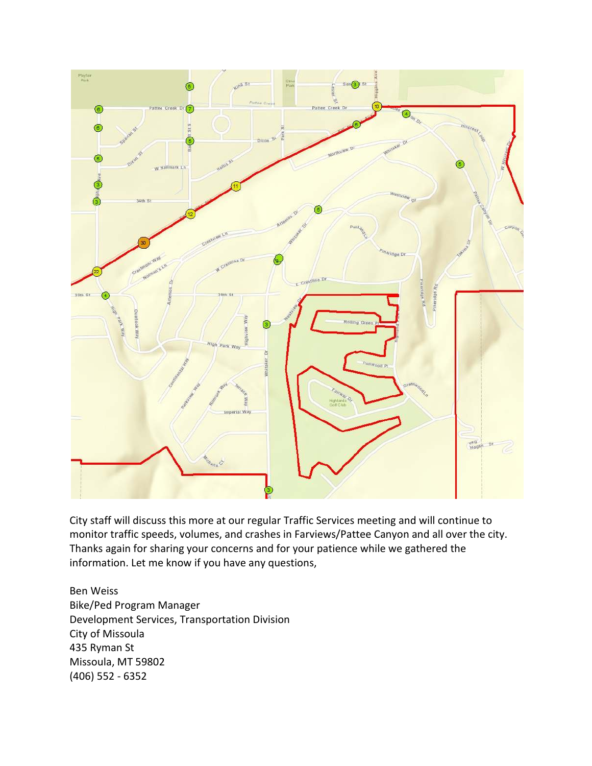City staff will discuss this more at our regular Traffic Services meeting and will continue to monitor traffic speeds, volumes, and crashes in Farviews/Pattee Canyon and all over the city. Thanks again for sharing your concerns and for your patience while we gathered the information. Let me know if you have any questions,

Ben Weiss
Bike/Ped Program Manager
Development Services, Transportation Division
City of Missoula
435 Ryman St
Missoula, MT 59802
(406) 552 - 6352